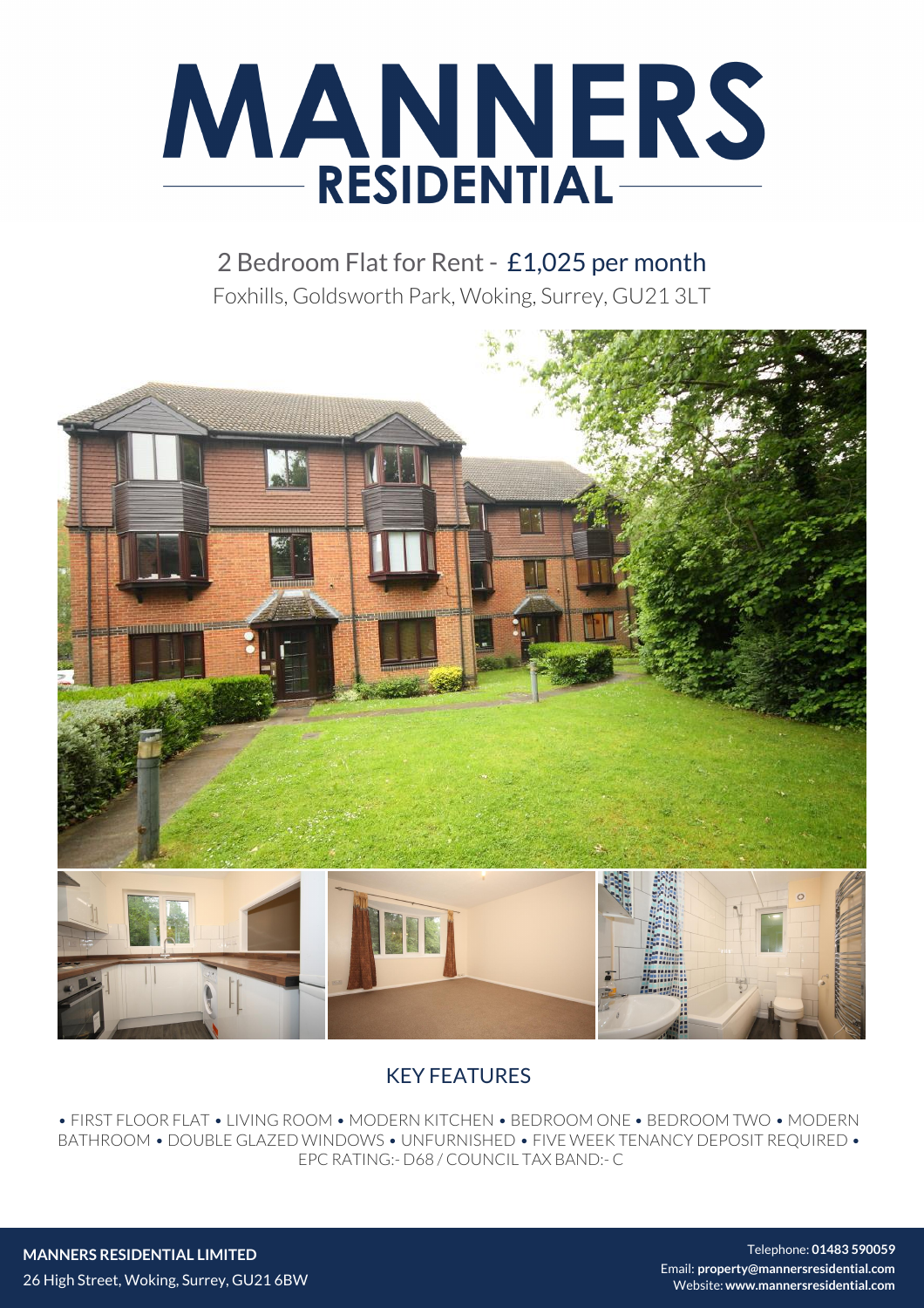# MANNERS RESIDENTIAL

## 2 Bedroom Flat for Rent - £1,025 per month

Foxhills, Goldsworth Park, Woking, Surrey, GU21 3LT

## KEY FEATURES

• FIRST FLOOR FLAT • LIVING ROOM • MODERN KITCHEN • BEDROOM ONE • BEDROOM TWO • MODERN BATHROOM • DOUBLE GLAZED WINDOWS • UNFURNISHED • FIVE WEEK TENANCY DEPOSIT REQUIRED • EPC RATING:- D68 / COUNCIL TAX BAND:- C

**MANNERS RESIDENTIAL LIMITED**
26 High Street, Woking, Surrey, GU21 6BW

Telephone: **01483 590059**
Email: **property@mannersresidential.com**
Website: **www.mannersresidential.com**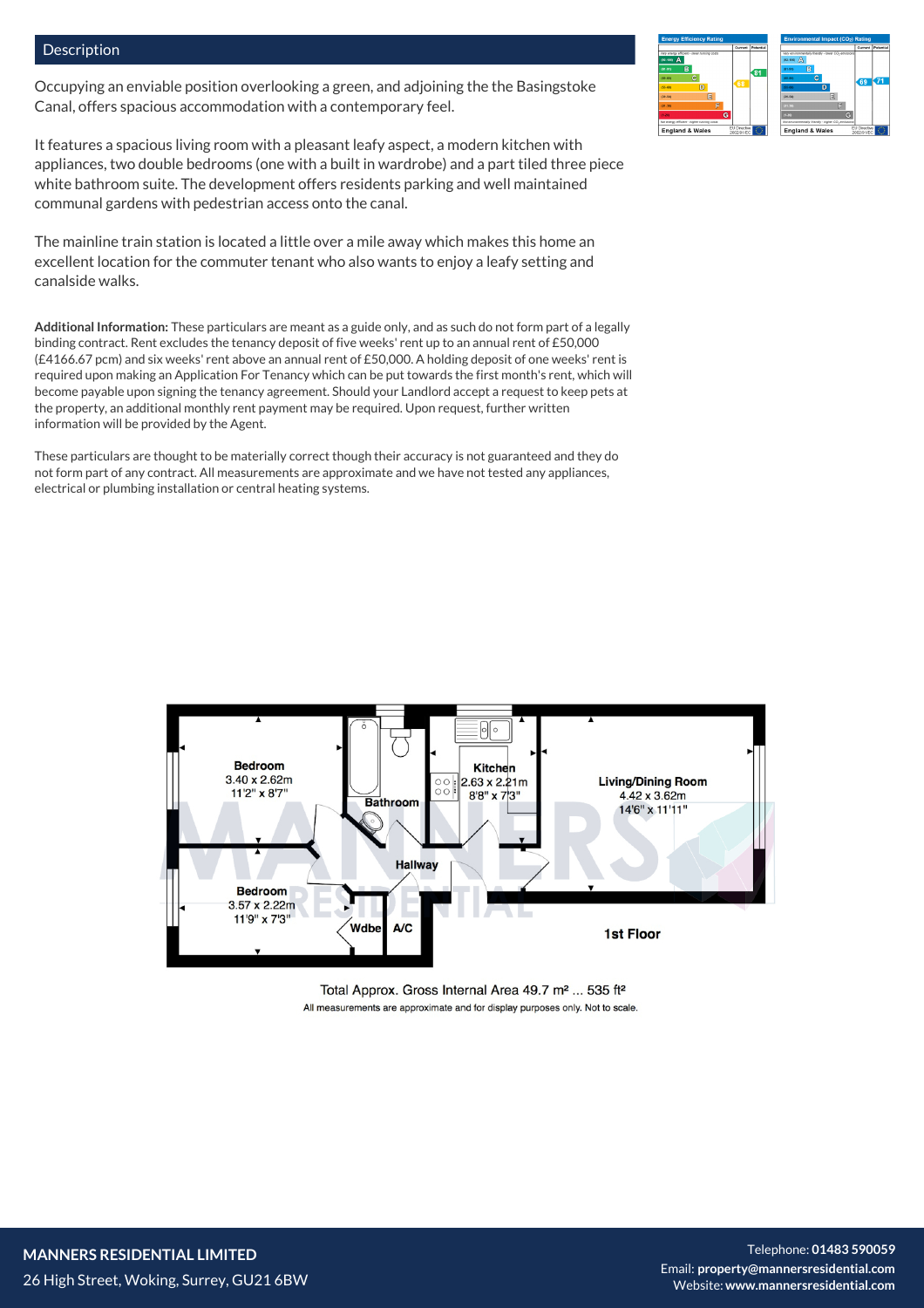## Description

Occupying an enviable position overlooking a green, and adjoining the the Basingstoke Canal, offers spacious accommodation with a contemporary feel.

It features a spacious living room with a pleasant leafy aspect, a modern kitchen with appliances, two double bedrooms (one with a built in wardrobe) and a part tiled three piece white bathroom suite. The development offers residents parking and well maintained communal gardens with pedestrian access onto the canal.

The mainline train station is located a little over a mile away which makes this home an excellent location for the commuter tenant who also wants to enjoy a leafy setting and canalside walks.

**Additional Information:** These particulars are meant as a guide only, and as such do not form part of a legally binding contract. Rent excludes the tenancy deposit of five weeks' rent up to an annual rent of £50,000 (£4166.67 pcm) and six weeks' rent above an annual rent of £50,000. A holding deposit of one weeks' rent is required upon making an Application For Tenancy which can be put towards the first month's rent, which will become payable upon signing the tenancy agreement. Should your Landlord accept a request to keep pets at the property, an additional monthly rent payment may be required. Upon request, further written information will be provided by the Agent.

These particulars are thought to be materially correct though their accuracy is not guaranteed and they do not form part of any contract. All measurements are approximate and we have not tested any appliances, electrical or plumbing installation or central heating systems.

Energy Efficiency Rating
Current: 61
Potential: 81
England & Wales
EU Directive 2002/91/EC

Environmental Impact (CO2) Rating
Current: 69
Potential: 71
England & Wales
EU Directive 2002/91/EC

Bedroom
3.40 x 2.62m
11'2" x 8'7"

Bathroom

Kitchen
2.63 x 2.21m
8'8" x 7'3"

Living/Dining Room
4.42 x 3.62m
14'6" x 11'11"

Hallway

Bedroom
3.57 x 2.22m
11'9" x 7'3"

Wdbe

A/C

1st Floor

Total Approx. Gross Internal Area 49.7 m² ... 535 ft²

All measurements are approximate and for display purposes only. Not to scale.

**MANNERS RESIDENTIAL LIMITED**
26 High Street, Woking, Surrey, GU21 6BW

Telephone: **01483 590059**
Email: **property@mannersresidential.com**
Website: **www.mannersresidential.com**